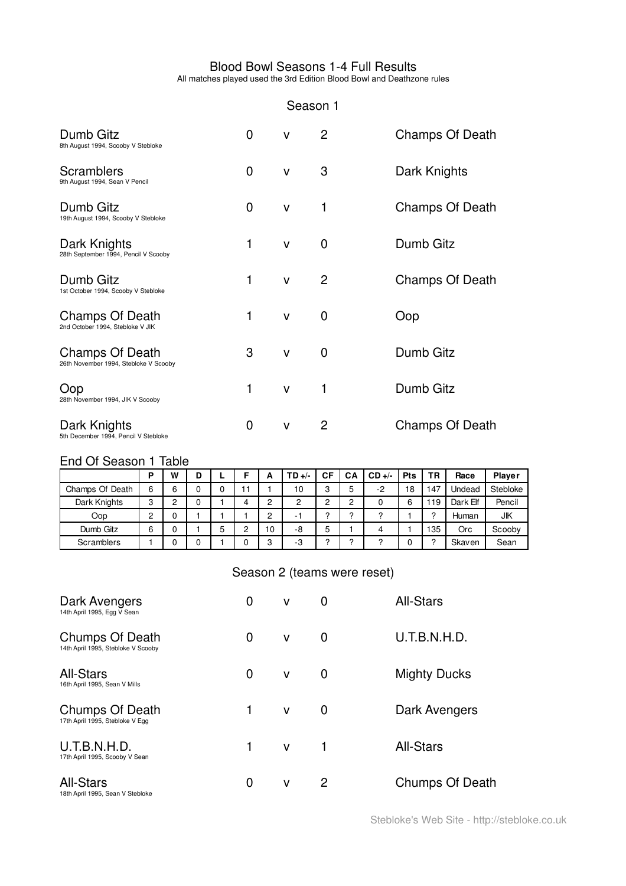# Blood Bowl Seasons 1-4 Full Results

All matches played used the 3rd Edition Blood Bowl and Deathzone rules

## Season 1

| Home | | | | Away |
|---|---|---|---|---|
| Dumb Gitz<br>8th August 1994, Scooby V Stebloke | 0 | v | 2 | Champs Of Death |
| Scramblers<br>9th August 1994, Sean V Pencil | 0 | v | 3 | Dark Knights |
| Dumb Gitz<br>19th August 1994, Scooby V Stebloke | 0 | v | 1 | Champs Of Death |
| Dark Knights<br>28th September 1994, Pencil V Scooby | 1 | v | 0 | Dumb Gitz |
| Dumb Gitz<br>1st October 1994, Scooby V Stebloke | 1 | v | 2 | Champs Of Death |
| Champs Of Death<br>2nd October 1994, Stebloke V JIK | 1 | v | 0 | Oop |
| Champs Of Death<br>26th November 1994, Stebloke V Scooby | 3 | v | 0 | Dumb Gitz |
| Oop<br>28th November 1994, JIK V Scooby | 1 | v | 1 | Dumb Gitz |
| Dark Knights<br>5th December 1994, Pencil V Stebloke | 0 | v | 2 | Champs Of Death |

### End Of Season 1 Table

| | P | W | D | L | F | A | TD +/- | CF | CA | CD +/- | Pts | TR | Race | Player |
|---|---|---|---|---|---|---|---|---|---|---|---|---|---|---|
| Champs Of Death | 6 | 6 | 0 | 0 | 11 | 1 | 10 | 3 | 5 | -2 | 18 | 147 | Undead | Stebloke |
| Dark Knights | 3 | 2 | 0 | 1 | 4 | 2 | 2 | 2 | 2 | 0 | 6 | 119 | Dark Elf | Pencil |
| Oop | 2 | 0 | 1 | 1 | 1 | 2 | -1 | ? | ? | ? | 1 | ? | Human | JIK |
| Dumb Gitz | 6 | 0 | 1 | 5 | 2 | 10 | -8 | 5 | 1 | 4 | 1 | 135 | Orc | Scooby |
| Scramblers | 1 | 0 | 0 | 1 | 0 | 3 | -3 | ? | ? | ? | 0 | ? | Skaven | Sean |

## Season 2 (teams were reset)

| Home | | | | Away |
|---|---|---|---|---|
| Dark Avengers<br>14th April 1995, Egg V Sean | 0 | v | 0 | All-Stars |
| Chumps Of Death<br>14th April 1995, Stebloke V Scooby | 0 | v | 0 | U.T.B.N.H.D. |
| All-Stars<br>16th April 1995, Sean V Mills | 0 | v | 0 | Mighty Ducks |
| Chumps Of Death<br>17th April 1995, Stebloke V Egg | 1 | v | 0 | Dark Avengers |
| U.T.B.N.H.D.<br>17th April 1995, Scooby V Sean | 1 | v | 1 | All-Stars |
| All-Stars<br>18th April 1995, Sean V Stebloke | 0 | v | 2 | Chumps Of Death |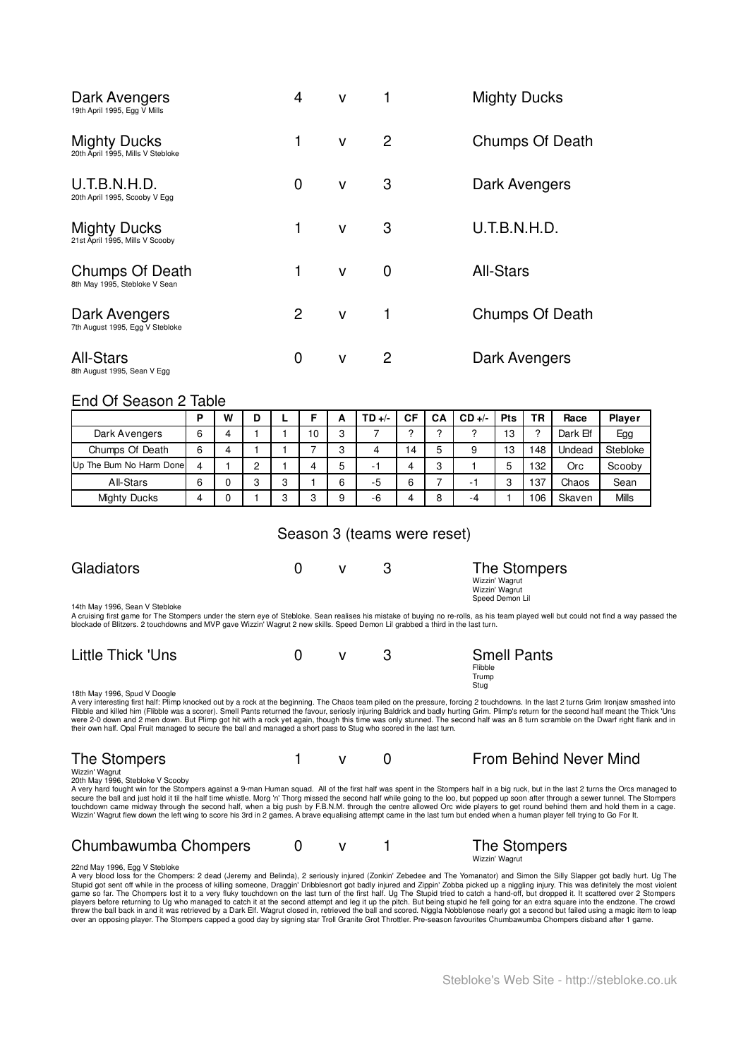Dark Avengers 4 v 1 Mighty Ducks
19th April 1995, Egg V Mills

Mighty Ducks 1 v 2 Chumps Of Death
20th April 1995, Mills V Stebloke

U.T.B.N.H.D. 0 v 3 Dark Avengers
20th April 1995, Scooby V Egg

Mighty Ducks 1 v 3 U.T.B.N.H.D.
21st April 1995, Mills V Scooby

Chumps Of Death 1 v 0 All-Stars
8th May 1995, Stebloke V Sean

Dark Avengers 2 v 1 Chumps Of Death
7th August 1995, Egg V Stebloke

All-Stars 0 v 2 Dark Avengers
8th August 1995, Sean V Egg

## End Of Season 2 Table

| | P | W | D | L | F | A | TD +/- | CF | CA | CD +/- | Pts | TR | Race | Player |
|---|---|---|---|---|---|---|---|---|---|---|---|---|---|---|
| Dark Avengers | 6 | 4 | 1 | 1 | 10 | 3 | 7 | ? | ? | ? | 13 | ? | Dark Elf | Egg |
| Chumps Of Death | 6 | 4 | 1 | 1 | 7 | 3 | 4 | 14 | 5 | 9 | 13 | 148 | Undead | Stebloke |
| Up The Bum No Harm Done | 4 | 1 | 2 | 1 | 4 | 5 | -1 | 4 | 3 | 1 | 5 | 132 | Orc | Scooby |
| All-Stars | 6 | 0 | 3 | 3 | 1 | 6 | -5 | 6 | 7 | -1 | 3 | 137 | Chaos | Sean |
| Mighty Ducks | 4 | 0 | 1 | 3 | 3 | 9 | -6 | 4 | 8 | -4 | 1 | 106 | Skaven | Mills |

## Season 3 (teams were reset)

Gladiators 0 v 3 The Stompers
Wizzin' Wagrut
Wizzin' Wagrut
Speed Demon Lil

14th May 1996, Sean V Stebloke

A cruising first game for The Stompers under the stern eye of Stebloke. Sean realises his mistake of buying no re-rolls, as his team played well but could not find a way passed the blockade of Blitzers. 2 touchdowns and MVP gave Wizzin' Wagrut 2 new skills. Speed Demon Lil grabbed a third in the last turn.

Little Thick 'Uns 0 v 3 Smell Pants
Flibble
Trump
Stug

18th May 1996, Spud V Doogle

A very interesting first half: Plimp knocked out by a rock at the beginning. The Chaos team piled on the pressure, forcing 2 touchdowns. In the last 2 turns Grim Ironjaw smashed into Flibble and killed him (Flibble was a scorer). Smell Pants returned the favour, seriosly injuring Baldrick and badly hurting Grim. Plimp's return for the second half meant the Thick 'Uns were 2-0 down and 2 men down. But Plimp got hit with a rock yet again, though this time was only stunned. The second half was an 8 turn scramble on the Dwarf right flank and in their own half. Opal Fruit managed to secure the ball and managed a short pass to Stug who scored in the last turn.

The Stompers 1 v 0 From Behind Never Mind
Wizzin' Wagrut

20th May 1996, Stebloke V Scooby

A very hard fought win for the Stompers against a 9-man Human squad. All of the first half was spent in the Stompers half in a big ruck, but in the last 2 turns the Orcs managed to secure the ball and just hold it til the half time whistle. Morg 'n' Thorg missed the second half while going to the loo, but popped up soon after through a sewer tunnel. The Stompers touchdown came midway through the second half, when a big push by F.B.N.M. through the centre allowed Orc wide players to get round behind them and hold them in a cage. Wizzin' Wagrut flew down the left wing to score his 3rd in 2 games. A brave equalising attempt came in the last turn but ended when a human player fell trying to Go For It.

Chumbawumba Chompers 0 v 1 The Stompers
Wizzin' Wagrut

22nd May 1996, Egg V Stebloke

A very blood loss for the Chompers: 2 dead (Jeremy and Belinda), 2 seriously injured (Zonkin' Zebedee and The Yomanator) and Simon the Silly Slapper got badly hurt. Ug The Stupid got sent off while in the process of killing someone, Draggin' Dribblesnort got badly injured and Zippin' Zobba picked up a niggling injury. This was definitely the most violent game so far. The Chompers lost it to a very fluky touchdown on the last turn of the first half. Ug The Stupid tried to catch a hand-off, but dropped it. It scattered over 2 Stompers players before returning to Ug who managed to catch it at the second attempt and leg it up the pitch. But being stupid he fell going for an extra square into the endzone. The crowd threw the ball back in and it was retrieved by a Dark Elf. Wagrut closed in, retrieved the ball and scored. Niggla Nobblenose nearly got a second but failed using a magic item to leap over an opposing player. The Stompers capped a good day by signing star Troll Granite Grot Throttler. Pre-season favourites Chumbawumba Chompers disband after 1 game.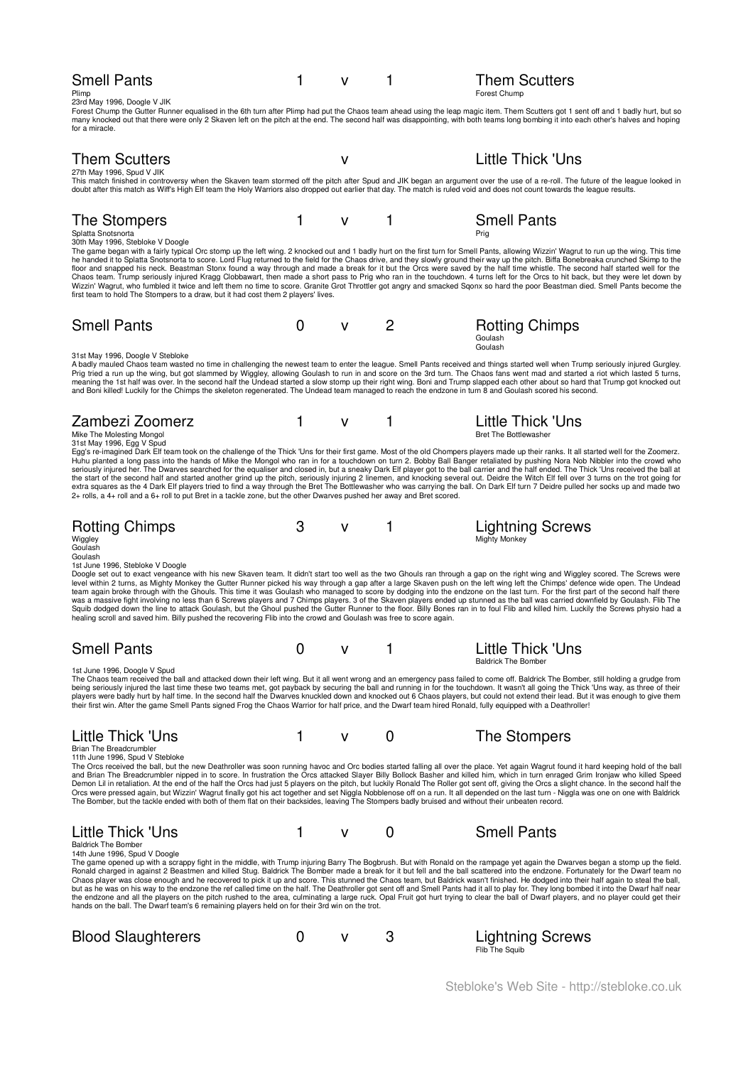## Smell Pants 1 v 1 Them Scutters

Plimp — Forest Chump

23rd May 1996, Doogle V JIK

Forest Chump the Gutter Runner equalised in the 6th turn after Plimp had put the Chaos team ahead using the leap magic item. Them Scutters got 1 sent off and 1 badly hurt, but so many knocked out that there were only 2 Skaven left on the pitch at the end. The second half was disappointing, with both teams long bombing it into each other's halves and hoping for a miracle.

## Them Scutters v Little Thick 'Uns

27th May 1996, Spud V JIK

This match finished in controversy when the Skaven team stormed off the pitch after Spud and JIK began an argument over the use of a re-roll. The future of the league looked in doubt after this match as Wiff's High Elf team the Holy Warriors also dropped out earlier that day. The match is ruled void and does not count towards the league results.

## The Stompers 1 v 1 Smell Pants

Splatta Snotsnorta — Prig

30th May 1996, Stebloke V Doogle

The game began with a fairly typical Orc stomp up the left wing. 2 knocked out and 1 badly hurt on the first turn for Smell Pants, allowing Wizzin' Wagrut to run up the wing. This time he handed it to Splatta Snotsnorta to score. Lord Flug returned to the field for the Chaos drive, and they slowly ground their way up the pitch. Biffa Bonebreaka crunched Skimp to the floor and snapped his neck. Beastman Stonx found a way through and made a break for it but the Orcs were saved by the half time whistle. The second half started well for the Chaos team. Trump seriously injured Kragg Clobbawart, then made a short pass to Prig who ran in the touchdown. 4 turns left for the Orcs to hit back, but they were let down by Wizzin' Wagrut, who fumbled it twice and left them no time to score. Granite Grot Throttler got angry and smacked Sqonx so hard the poor Beastman died. Smell Pants become the first team to hold The Stompers to a draw, but it had cost them 2 players' lives.

## Smell Pants 0 v 2 Rotting Chimps

Goulash, Goulash

31st May 1996, Doogle V Stebloke

A badly mauled Chaos team wasted no time in challenging the newest team to enter the league. Smell Pants received and things started well when Trump seriously injured Gurgley. Prig tried a run up the wing, but got slammed by Wiggley, allowing Goulash to run in and score on the 3rd turn. The Chaos fans went mad and started a riot which lasted 5 turns, meaning the 1st half was over. In the second half the Undead started a slow stomp up their right wing. Boni and Trump slapped each other about so hard that Trump got knocked out and Boni killed! Luckily for the Chimps the skeleton regenerated. The Undead team managed to reach the endzone in turn 8 and Goulash scored his second.

## Zambezi Zoomerz 1 v 1 Little Thick 'Uns

Mike The Molesting Mongol — Bret The Bottlewasher

31st May 1996, Egg V Spud

Egg's re-imagined Dark Elf team took on the challenge of the Thick 'Uns for their first game. Most of the old Chompers players made up their ranks. It all started well for the Zoomerz. Huhu planted a long pass into the hands of Mike the Mongol who ran in for a touchdown on turn 2. Bobby Ball Banger retaliated by pushing Nora Nob Nibbler into the crowd who seriously injured her. The Dwarves searched for the equaliser and closed in, but a sneaky Dark Elf player got to the ball carrier and the half ended. The Thick 'Uns received the ball at the start of the second half and started another grind up the pitch, seriously injuring 2 linemen, and knocking several out. Deirdre the Witch Elf fell over 3 turns on the trot going for extra squares as the 4 Dark Elf players tried to find a way through the Bret The Bottlewasher who was carrying the ball. On Dark Elf turn 7 Deidre pulled her socks up and made two 2+ rolls, a 4+ roll and a 6+ roll to put Bret in a tackle zone, but the other Dwarves pushed her away and Bret scored.

## Rotting Chimps 3 v 1 Lightning Screws

Wiggley, Goulash, Goulash — Mighty Monkey

1st June 1996, Stebloke V Doogle

Doogle set out to exact vengeance with his new Skaven team. It didn't start too well as the two Ghouls ran through a gap on the right wing and Wiggley scored. The Screws were level within 2 turns, as Mighty Monkey the Gutter Runner picked his way through a gap after a large Skaven push on the left wing left the Chimps' defence wide open. The Undead team again broke through with the Ghouls. This time it was Goulash who managed to score by dodging into the endzone on the last turn. For the first part of the second half there was a massive fight involving no less than 6 Screws players and 7 Chimps players. 3 of the Skaven players ended up stunned as the ball was carried downfield by Goulash. Flib The Squib dodged down the line to attack Goulash, but the Ghoul pushed the Gutter Runner to the floor. Billy Bones ran in to foul Flib and killed him. Luckily the Screws physio had a healing scroll and saved him. Billy pushed the recovering Flib into the crowd and Goulash was free to score again.

## Smell Pants 0 v 1 Little Thick 'Uns

Baldrick The Bomber

1st June 1996, Doogle V Spud

The Chaos team received the ball and attacked down their left wing. But it all went wrong and an emergency pass failed to come off. Baldrick The Bomber, still holding a grudge from being seriously injured the last time these two teams met, got payback by securing the ball and running in for the touchdown. It wasn't all going the Thick 'Uns way, as three of their players were badly hurt by half time. In the second half the Dwarves knuckled down and knocked out 6 Chaos players, but could not extend their lead. But it was enough to give them their first win. After the game Smell Pants signed Frog the Chaos Warrior for half price, and the Dwarf team hired Ronald, fully equipped with a Deathroller!

## Little Thick 'Uns 1 v 0 The Stompers

Brian The Breadcrumbler

11th June 1996, Spud V Stebloke

The Orcs received the ball, but the new Deathroller was soon running havoc and Orc bodies started falling all over the place. Yet again Wagrut found it hard keeping hold of the ball and Brian The Breadcrumbler nipped in to score. In frustration the Orcs attacked Slayer Billy Bollock Basher and killed him, which in turn enraged Grim Ironjaw who killed Speed Demon Lil in retaliation. At the end of the half the Orcs had just 5 players on the pitch, but luckily Ronald The Roller got sent off, giving the Orcs a slight chance. In the second half the Orcs were pressed again, but Wizzin' Wagrut finally got his act together and set Niggla Nobblenose off on a run. It all depended on the last turn - Niggla was one on one with Baldrick The Bomber, but the tackle ended with both of them flat on their backsides, leaving The Stompers badly bruised and without their unbeaten record.

## Little Thick 'Uns 1 v 0 Smell Pants

Baldrick The Bomber

14th June 1996, Spud V Doogle

The game opened up with a scrappy fight in the middle, with Trump injuring Barry The Bogbrush. But with Ronald on the rampage yet again the Dwarves began a stomp up the field. Ronald charged in against 2 Beastmen and killed Stug. Baldrick The Bomber made a break for it but fell and the ball scattered into the endzone. Fortunately for the Dwarf team no Chaos player was close enough and he recovered to pick it up and score. This stunned the Chaos team, but Baldrick wasn't finished. He dodged into their half again to steal the ball, but as he was on his way to the endzone the ref called time on the half. The Deathroller got sent off and Smell Pants had it all to play for. They long bombed it into the Dwarf half near the endzone and all the players on the pitch rushed to the area, culminating a large ruck. Opal Fruit got hurt trying to clear the ball of Dwarf players, and no player could get their hands on the ball. The Dwarf team's 6 remaining players held on for their 3rd win on the trot.

## Blood Slaughterers 0 v 3 Lightning Screws

Flib The Squib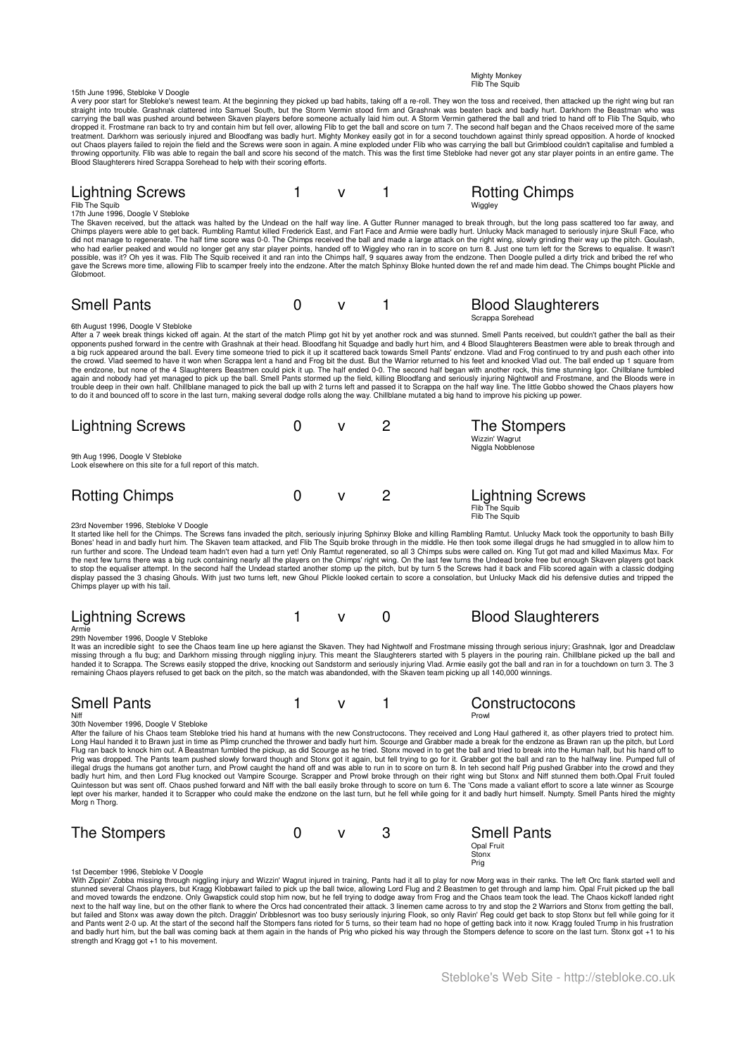Mighty Monkey
Flib The Squib

15th June 1996, Stebloke V Doogle
A very poor start for Stebloke's newest team. At the beginning they picked up bad habits, taking off a re-roll. They won the toss and received, then attacked up the right wing but ran straight into trouble. Grashnak clattered into Samuel South, but the Storm Vermin stood firm and Grashnak was beaten back and badly hurt. Darkhorn the Beastman who was carrying the ball was pushed around between Skaven players before someone actually laid him out. A Storm Vermin gathered the ball and tried to hand off to Flib The Squib, who dropped it. Frostmane ran back to try and contain him but fell over, allowing Flib to get the ball and score on turn 7. The second half began and the Chaos received more of the same treatment. Darkhorn was seriously injured and Bloodfang was badly hurt. Mighty Monkey easily got in for a second touchdown against thinly spread opposition. A horde of knocked out Chaos players failed to rejoin the field and the Screws were soon in again. A mine exploded under Flib who was carrying the ball but Grimblood couldn't capitalise and fumbled a throwing opportunity. Flib was able to regain the ball and score his second of the match. This was the first time Stebloke had never got any star player points in an entire game. The Blood Slaughterers hired Scrappa Sorehead to help with their scoring efforts.

## Lightning Screws 1 v 1 Rotting Chimps

Flib The Squib — Wiggley

17th June 1996, Doogle V Stebloke
The Skaven received, but the attack was halted by the Undead on the half way line. A Gutter Runner managed to break through, but the long pass scattered too far away, and Chimps players were able to get back. Rumbling Ramtut killed Frederick East, and Fart Face and Armie were badly hurt. Unlucky Mack managed to seriously injure Skull Face, who did not manage to regenerate. The half time score was 0-0. The Chimps received the ball and made a large attack on the right wing, slowly grinding their way up the pitch. Goulash, who had earlier peaked and would no longer get any star player points, handed off to Wiggley who ran in to score on turn 8. Just one turn left for the Screws to equalise. It wasn't possible, was it? Oh yes it was. Flib The Squib received it and ran into the Chimps half, 9 squares away from the endzone. Then Doogle pulled a dirty trick and bribed the ref who gave the Screws more time, allowing Flib to scamper freely into the endzone. After the match Sphinxy Bloke hunted down the ref and made him dead. The Chimps bought Plickle and Globmoot.

## Smell Pants 0 v 1 Blood Slaughterers

Scrappa Sorehead

6th August 1996, Doogle V Stebloke
After a 7 week break things kicked off again. At the start of the match Plimp got hit by yet another rock and was stunned. Smell Pants received, but couldn't gather the ball as their opponents pushed forward in the centre with Grashnak at their head. Bloodfang hit Squadge and badly hurt him, and 4 Blood Slaughterers Beastmen were able to break through and a big ruck appeared around the ball. Every time someone tried to pick it up it scattered back towards Smell Pants' endzone. Vlad and Frog continued to try and push each other into the crowd. Vlad seemed to have it won when Scrappa lent a hand and Frog bit the dust. But the Warrior returned to his feet and knocked Vlad out. The ball ended up 1 square from the endzone, but none of the 4 Slaughterers Beastmen could pick it up. The half ended 0-0. The second half began with another rock, this time stunning Igor. Chillblane fumbled again and nobody had yet managed to pick up the ball. Smell Pants stormed up the field, killing Bloodfang and seriously injuring Nightwolf and Frostmane, and the Bloods were in trouble deep in their own half. Chillblane managed to pick the ball up with 2 turns left and passed it to Scrappa on the half way line. The little Gobbo showed the Chaos players how to do it and bounced off to score in the last turn, making several dodge rolls along the way. Chillblane mutated a big hand to improve his picking up power.

## Lightning Screws 0 v 2 The Stompers

Wizzin' Wagrut
Niggla Nobblenose

9th Aug 1996, Doogle V Stebloke
Look elsewhere on this site for a full report of this match.

## Rotting Chimps 0 v 2 Lightning Screws

Flib The Squib
Flib The Squib

23rd November 1996, Stebloke V Doogle
It started like hell for the Chimps. The Screws fans invaded the pitch, seriously injuring Sphinxy Bloke and killing Rambling Ramtut. Unlucky Mack took the opportunity to bash Billy Bones' head in and badly hurt him. The Skaven team attacked, and Flib The Squib broke through in the middle. He then took some illegal drugs he had smuggled in to allow him to run further and score. The Undead team hadn't even had a turn yet! Only Ramtut regenerated, so all 3 Chimps subs were called on. King Tut got mad and killed Maximus Max. For the next few turns there was a big ruck containing nearly all the players on the Chimps' right wing. On the last few turns the Undead broke free but enough Skaven players got back to stop the equaliser attempt. In the second half the Undead started another stomp up the pitch, but by turn 5 the Screws had it back and Flib scored again with a classic dodging display passed the 3 chasing Ghouls. With just two turns left, new Ghoul Plickle looked certain to score a consolation, but Unlucky Mack did his defensive duties and tripped the Chimps player up with his tail.

## Lightning Screws 1 v 0 Blood Slaughterers

Armie

29th November 1996, Doogle V Stebloke
It was an incredible sight to see the Chaos team line up here agianst the Skaven. They had Nightwolf and Frostmane missing through serious injury; Grashnak, Igor and Dreadclaw missing through a flu bug; and Darkhorn missing through niggling injury. This meant the Slaughterers started with 5 players in the pouring rain. Chillblane picked up the ball and handed it to Scrappa. The Screws easily stopped the drive, knocking out Sandstorm and seriously injuring Vlad. Armie easily got the ball and ran in for a touchdown on turn 3. The 3 remaining Chaos players refused to get back on the pitch, so the match was abandonded, with the Skaven team picking up all 140,000 winnings.

## Smell Pants 1 v 1 Constructocons

Niff — Prowl

30th November 1996, Doogle V Stebloke
After the failure of his Chaos team Stebloke tried his hand at humans with the new Constructocons. They received and Long Haul gathered it, as other players tried to protect him. Long Haul handed it to Brawn just in time as Plimp crunched the thrower and badly hurt him. Scourge and Grabber made a break for the endzone as Brawn ran up the pitch, but Lord Flug ran back to knock him out. A Beastman fumbled the pickup, as did Scourge as he tried. Stonx moved in to get the ball and tried to break into the Human half, but his hand off to Prig was dropped. The Pants team pushed slowly forward though and Stonx got it again, but fell trying to go for it. Grabber got the ball and ran to the halfway line. Pumped full of illegal drugs the humans got another turn, and Prowl caught the hand off and was able to run in to score on turn 8. In teh second half Prig pushed Grabber into the crowd and they badly hurt him, and then Lord Flug knocked out Vampire Scourge. Scrapper and Prowl broke through on their right wing but Stonx and Niff stunned them both.Opal Fruit fouled Quintesson but was sent off. Chaos pushed forward and Niff with the ball easily broke through to score on turn 6. The 'Cons made a valiant effort to score a late winner as Scourge lept over his marker, handed it to Scrapper who could make the endzone on the last turn, but he fell while going for it and badly hurt himself. Numpty. Smell Pants hired the mighty Morg n Thorg.

## The Stompers 0 v 3 Smell Pants

Opal Fruit
Stonx
Prig

1st December 1996, Stebloke V Doogle
With Zippin' Zobba missing through niggling injury and Wizzin' Wagrut injured in training, Pants had it all to play for now Morg was in their ranks. The left Orc flank started well and stunned several Chaos players, but Kragg Klobbawart failed to pick up the ball twice, allowing Lord Flug and 2 Beastmen to get through and lamp him. Opal Fruit picked up the ball and moved towards the endzone. Only Gwapstick could stop him now, but he fell trying to dodge away from Frog and the Chaos team took the lead. The Chaos kickoff landed right next to the half way line, but on the other flank to where the Orcs had concentrated their attack. 3 linemen came across to try and stop the 2 Warriors and Stonx from getting the ball, but failed and Stonx was away down the pitch. Draggin' Dribblesnort was too busy seriously injuring Flook, so only Ravin' Reg could get back to stop Stonx but fell while going for it and Pants went 2-0 up. At the start of the second half the Stompers fans rioted for 5 turns, so their team had no hope of getting back into it now. Kragg fouled Trump in his frustration and badly hurt him, but the ball was coming back at them again in the hands of Prig who picked his way through the Stompers defence to score on the last turn. Stonx got +1 to his strength and Kragg got +1 to his movement.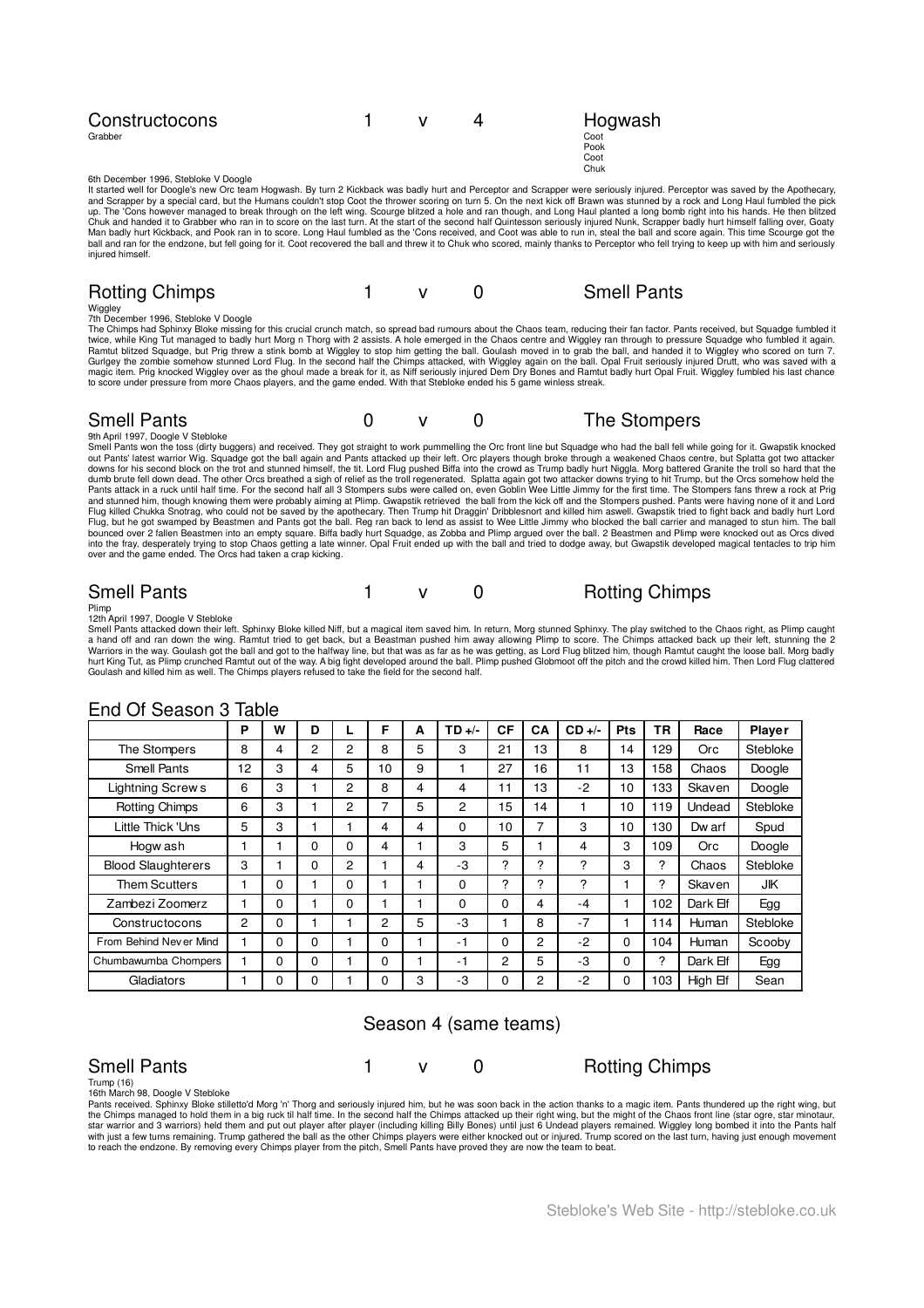## Constructocons 1 v 4 Hogwash

Grabber | Coot, Pook, Coot, Chuk

6th December 1996, Stebloke V Doogle

It started well for Doogle's new Orc team Hogwash. By turn 2 Kickback was badly hurt and Perceptor and Scrapper were seriously injured. Perceptor was saved by the Apothecary, and Scrapper by a special card, but the Humans couldn't stop Coot the thrower scoring on turn 5. On the next kick off Brawn was stunned by a rock and Long Haul fumbled the pick up. The 'Cons however managed to break through on the left wing. Scourge blitzed a hole and ran though, and Long Haul planted a long bomb right into his hands. He then blitzed Chuk and handed it to Grabber who ran in to score on the last turn. At the start of the second half Quintesson seriously injured Nunk, Scrapper badly hurt himself falling over, Goaty Man badly hurt Kickback, and Pook ran in to score. Long Haul fumbled as the 'Cons received, and Coot was able to run in, steal the ball and score again. This time Scourge got the ball and ran for the endzone, but fell going for it. Coot recovered the ball and threw it to Chuk who scored, mainly thanks to Perceptor who fell trying to keep up with him and seriously injured himself.

## Rotting Chimps 1 v 0 Smell Pants

Wiggley

7th December 1996, Stebloke V Doogle

The Chimps had Sphinxy Bloke missing for this crucial crunch match, so spread bad rumours about the Chaos team, reducing their fan factor. Pants received, but Squadge fumbled it twice, while King Tut managed to badly hurt Morg n Thorg with 2 assists. A hole emerged in the Chaos centre and Wiggley ran through to pressure Squadge who fumbled it again. Ramtut blitzed Squadge, but Prig threw a stink bomb at Wiggley to stop him getting the ball. Goulash moved in to grab the ball, and handed it to Wiggley who scored on turn 7. Gurlgey the zombie somehow stunned Lord Flug. In the second half the Chimps attacked, with Wiggley again on the ball. Opal Fruit seriously injured Drutt, who was saved with a magic item. Prig knocked Wiggley over as the ghoul made a break for it, as Niff seriously injured Dem Dry Bones and Ramtut badly hurt Opal Fruit. Wiggley fumbled his last chance to score under pressure from more Chaos players, and the game ended. With that Stebloke ended his 5 game winless streak.

## Smell Pants 0 v 0 The Stompers

9th April 1997, Doogle V Stebloke

Smell Pants won the toss (dirty buggers) and received. They got straight to work pummelling the Orc front line but Squadge who had the ball fell while going for it. Gwapstik knocked out Pants' latest warrior Wig. Squadge got the ball again and Pants attacked up their left. Orc players though broke through a weakened Chaos centre, but Splatta got two attacker downs for his second block on the trot and stunned himself, the tit. Lord Flug pushed Biffa into the crowd as Trump badly hurt Niggla. Morg battered Granite the troll so hard that the dumb brute fell down dead. The other Orcs breathed a sigh of relief as the troll regenerated. Splatta again got two attacker downs trying to hit Trump, but the Orcs somehow held the Pants attack in a ruck until half time. For the second half all 3 Stompers subs were called on, even Goblin Wee Little Jimmy for the first time. The Stompers fans threw a rock at Prig and stunned him, though knowing them were probably aiming at Plimp. Gwapstik retrieved the ball from the kick off and the Stompers pushed. Pants were having none of it and Lord Flug killed Chukka Snotrag, who could not be saved by the apothecary. Then Trump hit Draggin' Dribblesnort and killed him aswell. Gwapstik tried to fight back and badly hurt Lord Flug, but he got swamped by Beastmen and Pants got the ball. Reg ran back to lend as assist to Wee Little Jimmy who blocked the ball carrier and managed to stun him. The ball bounced over 2 fallen Beastmen into an empty square. Biffa badly hurt Squadge, as Zobba and Plimp argued over the ball. 2 Beastmen and Plimp were knocked out as Orcs dived into the fray, desperately trying to stop Chaos getting a late winner. Opal Fruit ended up with the ball and tried to dodge away, but Gwapstik developed magical tentacles to trip him over and the game ended. The Orcs had taken a crap kicking.

## Smell Pants 1 v 0 Rotting Chimps

Plimp

12th April 1997, Doogle V Stebloke

Smell Pants attacked down their left. Sphinxy Bloke killed Niff, but a magical item saved him. In return, Morg stunned Sphinxy. The play switched to the Chaos right, as Plimp caught a hand off and ran down the wing. Ramtut tried to get back, but a Beastman pushed him away allowing Plimp to score. The Chimps attacked back up their left, stunning the 2 Warriors in the way. Goulash got the ball and got to the halfway line, but that was as far as he was getting, as Lord Flug blitzed him, though Ramtut caught the loose ball. Morg badly hurt King Tut, as Plimp crunched Ramtut out of the way. A big fight developed around the ball. Plimp pushed Globmoot off the pitch and the crowd killed him. Then Lord Flug clattered Goulash and killed him as well. The Chimps players refused to take the field for the second half.

## End Of Season 3 Table

| | P | W | D | L | F | A | TD +/- | CF | CA | CD +/- | Pts | TR | Race | Player |
|---|---|---|---|---|---|---|---|---|---|---|---|---|---|---|
| The Stompers | 8 | 4 | 2 | 2 | 8 | 5 | 3 | 21 | 13 | 8 | 14 | 129 | Orc | Stebloke |
| Smell Pants | 12 | 3 | 4 | 5 | 10 | 9 | 1 | 27 | 16 | 11 | 13 | 158 | Chaos | Doogle |
| Lightning Screws | 6 | 3 | 1 | 2 | 8 | 4 | 4 | 11 | 13 | -2 | 10 | 133 | Skaven | Doogle |
| Rotting Chimps | 6 | 3 | 1 | 2 | 7 | 5 | 2 | 15 | 14 | 1 | 10 | 119 | Undead | Stebloke |
| Little Thick 'Uns | 5 | 3 | 1 | 1 | 4 | 4 | 0 | 10 | 7 | 3 | 10 | 130 | Dwarf | Spud |
| Hogwash | 1 | 1 | 0 | 0 | 4 | 1 | 3 | 5 | 1 | 4 | 3 | 109 | Orc | Doogle |
| Blood Slaughterers | 3 | 1 | 0 | 2 | 1 | 4 | -3 | ? | ? | ? | 3 | ? | Chaos | Stebloke |
| Them Scutters | 1 | 0 | 1 | 0 | 1 | 1 | 0 | ? | ? | ? | 1 | ? | Skaven | JK |
| Zambezi Zoomerz | 1 | 0 | 1 | 0 | 1 | 1 | 0 | 0 | 4 | -4 | 1 | 102 | Dark Elf | Egg |
| Constructocons | 2 | 0 | 1 | 1 | 2 | 5 | -3 | 1 | 8 | -7 | 1 | 114 | Human | Stebloke |
| From Behind Never Mind | 1 | 0 | 0 | 1 | 0 | 1 | -1 | 0 | 2 | -2 | 0 | 104 | Human | Scooby |
| Chumbawumba Chompers | 1 | 0 | 0 | 1 | 0 | 1 | -1 | 2 | 5 | -3 | 0 | ? | Dark Elf | Egg |
| Gladiators | 1 | 0 | 0 | 1 | 0 | 3 | -3 | 0 | 2 | -2 | 0 | 103 | High Elf | Sean |

## Season 4 (same teams)

## Smell Pants 1 v 0 Rotting Chimps

Trump (16)

16th March 98, Doogle V Stebloke

Pants received. Sphinxy Bloke stilletto'd Morg 'n' Thorg and seriously injured him, but he was soon back in the action thanks to a magic item. Pants thundered up the right wing, but the Chimps managed to hold them in a big ruck til half time. In the second half the Chimps attacked up their right wing, but the might of the Chaos front line (star ogre, star minotaur, star warrior and 3 warriors) held them and put out player after player (including killing Billy Bones) until just 6 Undead players remained. Wiggley long bombed it into the Pants half with just a few turns remaining. Trump gathered the ball as the other Chimps players were either knocked out or injured. Trump scored on the last turn, having just enough movement to reach the endzone. By removing every Chimps player from the pitch, Smell Pants have proved they are now the team to beat.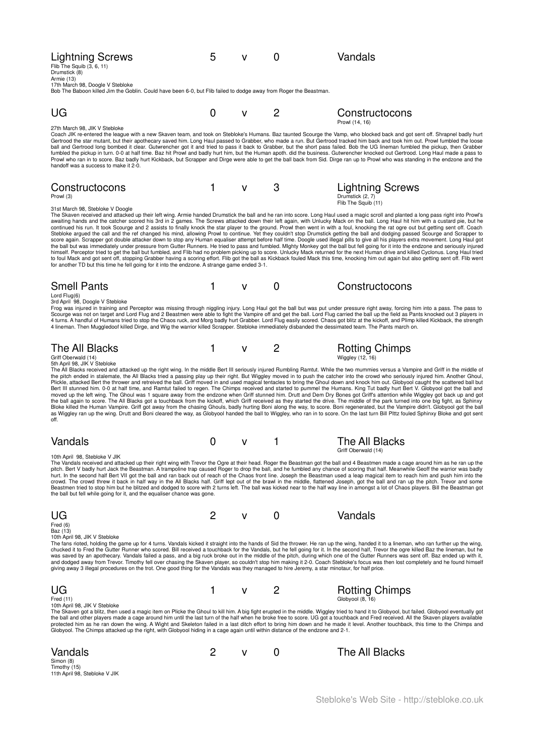## Lightning Screws 5 v 0 Vandals

Flib The Squib (3, 6, 11)
Drumstick (8)
Armie (13)

17th March 98, Doogle V Stebloke

Bob The Baboon killed Jim the Goblin. Could have been 6-0, but Flib failed to dodge away from Roger the Beastman.

## UG 0 v 2 Constructocons

Prowl (14, 16)

27th March 98, JIK V Stebloke

Coach JIK re-entered the league with a new Skaven team, and took on Stebloke's Humans. Baz taunted Scourge the Vamp, who blocked back and got sent off. Shrapnel badly hurt Gertrood the star mutant, but their apothecary saved him. Long Haul passed to Grabber, who made a run. But Gertrood tracked him back and took him out. Prowl fumbled the loose ball and Gertrood long bombed it clear. Gutwrencher got it and tried to pass it back to Grabber, but the short pass failed. Bob the UG lineman fumbled the pickup, then Grabber fumbled the pickup in turn. 0-0 at half time. Baz hit Prowl and badly hurt him, but the Human apoth. did the business. Gutwrencher knocked out Gertrood. Long Haul made a pass to Prowl who ran in to score. Baz badly hurt Kickback, but Scrapper and Dirge were able to get the ball back from Sid. Dirge ran up to Prowl who was standing in the endzone and the handoff was a success to make it 2-0.

## Constructocons 1 v 3 Lightning Screws

Prowl (3)

Drumstick (2, 7)
Flib The Squib (11)

31st March 98, Stebloke V Doogle

The Skaven received and attacked up their left wing. Armie handed Drumstick the ball and he ran into score. Long Haul used a magic scroll and planted a long pass right into Prowl's awaiting hands and the catcher scored his 3rd in 2 games. The Screws attacked down their left again, with Unlucky Mack on the ball. Long Haul hit him with a custard pie, but he continued his run. It took Scourge and 2 assists to finally knock the star player to the ground. Prowl then went in with a foul, knocking the rat ogre out but getting sent off. Coach Stebloke argued the call and the ref changed his mind, allowing Prowl to continue. Yet they couldn't stop Drumstick getting the ball and dodging passed Scourge and Scrapper to score again. Scrapper got double attacker down to stop any Human equaliser attempt before half time. Doogle used illegal pills to give all his players extra movement. Long Haul got the ball but was immediately under pressure from Gutter Runners. He tried to pass and fumbled. MIghty Monkey got the ball but fell going for it into the endzone and seriously injured himself. Perceptor tried to get the ball but fumbled, and Flib had no problem picking up to score. Unlucky Mack returned for the next Human drive and killed Cyclonus. Long Haul tried to foul Mack and got sent off, stopping Grabber having a scoring effort. Flib got the ball as Kickback fouled Mack this time, knocking him out again but also getting sent off. Flib went for another TD but this time he fell going for it into the endzone. A strange game ended 3-1.

## Smell Pants 1 v 0 Constructocons

Lord Flug(6)

3rd April 98, Doogle V Stebloke

Frog was injured in training and Perceptor was missing through niggling injury. Long Haul got the ball but was put under pressure right away, forcing him into a pass. The pass to Scourge was not on target and Lord Flug and 2 Beastmen were able to fight the Vampire off and get the ball. Lord Flug carried the ball up the field as Pants knocked out 3 players in 4 turns. A handful of Humans tried to stop the Chaos ruck, and Morg badly hurt Grabber. Lord Flug easily scored. Chaos got blitz at the kickoff, and Plimp killed Kickback, the strength 4 lineman. Then Muggledoof killed Dirge, and Wig the warrior killed Scrapper. Stebloke immediately disbanded the dessimated team. The Pants march on.

## The All Blacks 1 v 2 Rotting Chimps

Griff Oberwald (14)

Wiggley (12, 16)

5th April 98, JIK V Stebloke

The All Blacks received and attacked up the right wing. In the middle Bert III seriously injured Rumbling Ramtut. While the two mummies versus a Vampire and Griff in the middle of the pitch ended in stalemate, the All Blacks tried a passing play up their right. But Wiggley moved in to push the catcher into the crowd who seriously injured him. Another Ghoul, Plickle, attacked Bert the thrower and retreived the ball. Griff moved in and used magical tentacles to bring the Ghoul down and knock him out. Globyool caught the scattered ball but Bert III stunned him. 0-0 at half time, and Ramtut failed to regen. The Chimps received and started to pummel the Humans. King Tut badly hurt Bert V. Globyool got the ball and moved up the left wing. The Ghoul was 1 square away from the endzone when Griff stunned him. Drutt and Dem Dry Bones got Griff's attention while Wiggley got back up and got the ball again to score. The All Blacks got a touchback from the kickoff, which Griff received as they started the drive. The middle of the park turned into one big fight, as Sphinxy Bloke killed the Human Vampire. Griff got away from the chasing Ghouls, badly hurting Boni along the way, to score. Boni regenerated, but the Vampire didn't. Globyool got the ball as Wiggley ran up the wing. Drutt and Boni cleared the way, as Globyool handed the ball to Wiggley, who ran in to score. On the last turn Bill Plttz fouled Sphinxy Bloke and got sent off.

## Vandals 0 v 1 The All Blacks

Griff Oberwald (14)

10th April 98, Stebloke V JIK

The Vandals received and attacked up their right wing with Trevor the Ogre at their head. Roger the Beastman got the ball and 4 Beastmen made a cage around him as he ran up the pitch. Bert V badly hurt Jack the Beastman. A trampoline trap caused Roger to drop the ball, and he fumbled any chance of scoring that half. Meanwhile Geoff the warrior was badly hurt. In the second half Bert VII got the ball and ran back out of reach of the Chaos front line. Joseph the Beastman used a leap magical item to reach him and push him into the crowd. The crowd threw it back in half way in the All Blacks half. Griff lept out of the brawl in the middle, flattened Joseph, got the ball and ran up the pitch. Trevor and some Beastmen tried to stop him but he blitzed and dodged to score with 2 turns left. The ball was kicked near to the half way line in amongst a lot of Chaos players. Bill the Beastman got the ball but fell while going for it, and the equaliser chance was gone.

## UG 2 v 0 Vandals

Fred (6)
Baz (13)

10th April 98, JIK V Stebloke

The fans rioted, holding the game up for 4 turns. Vandals kicked it straight into the hands of Sid the thrower. He ran up the wing, handed it to a lineman, who ran further up the wing, chucked it to Fred the Gutter Runner who scored. Bill received a touchback for the Vandals, but he fell going for it. In the second half, Trevor the ogre killed Baz the lineman, but he was saved by an apothecary. Vandals failed a pass, and a big ruck broke out in the middle of the pitch, during which one of the Gutter Runners was sent off. Baz ended up with it, and dodged away from Trevor. Timothy fell over chasing the Skaven player, so couldn't stop him making it 2-0. Coach Stebloke's focus was then lost completely and he found himself giving away 3 illegal procedures on the trot. One good thing for the Vandals was they managed to hire Jeremy, a star minotaur, for half price.

## UG 1 v 2 Rotting Chimps

Fred (11)

Globyool (8, 16)

10th April 98, JIK V Stebloke

The Skaven got a blitz, then used a magic item on Plicke the Ghoul to kill him. A big fight erupted in the middle. Wiggley tried to hand it to Globyool, but failed. Globyool eventually got the ball and other players made a cage around him until the last turn of the half when he broke free to score. UG got a touchback and Fred received. All the Skaven players available protected him as he ran down the wing. A Wight and Skeleton failed in a last ditch effort to bring him down and he made it level. Another touchback, this time to the Chimps and Globyool. The Chimps attacked up the right, with Globyool hiding in a cage again until within distance of the endzone and 2-1.

## Vandals 2 v 0 The All Blacks

Simon (8)
Timothy (15)

11th April 98, Stebloke V JIK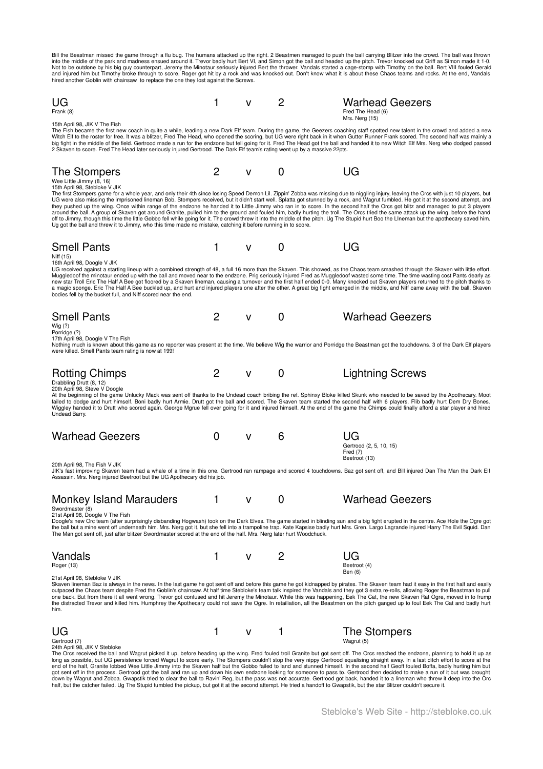Bill the Beastman missed the game through a flu bug. The humans attacked up the right. 2 Beastmen managed to push the ball carrying Blitzer into the crowd. The ball was thrown into the middle of the park and madness ensued around it. Trevor badly hurt Bert VI, and Simon got the ball and headed up the pitch. Trevor knocked out Griff as Simon made it 1-0. Not to be outdone by his big guy counterpart, Jeremy the Minotaur seriously injured Bert the thrower. Vandals started a cage-stomp with Timothy on the ball. Bert VIII fouled Gerald and injured him but Timothy broke through to score. Roger got hit by a rock and was knocked out. Don't know what it is about these Chaos teams and rocks. At the end, Vandals hired another Goblin with chainsaw to replace the one they lost against the Screws.

## UG 1 v 2 Warhead Geezers

Frank (8) — Fred The Head (6), Mrs. Nerg (15)

15th April 98, JIK V The Fish

The Fish became the first new coach in quite a while, leading a new Dark Elf team. During the game, the Geezers coaching staff spotted new talent in the crowd and added a new Witch Elf to the roster for free. It was a blitzer, Fred The Head, who opened the scoring, but UG were right back in it when Gutter Runner Frank scored. The second half was mainly a big fight in the middle of the field. Gertrood made a run for the endzone but fell going for it. Fred The Head got the ball and handed it to new Witch Elf Mrs. Nerg who dodged passed 2 Skaven to score. Fred The Head later seriously injured Gertrood. The Dark Elf team's rating went up by a massive 22pts.

## The Stompers 2 v 0 UG

Wee Little Jimmy (8, 16)

15th April 98, Stebloke V JIK

The first Stompers game for a whole year, and only their 4th since losing Speed Demon Lil. Zippin' Zobba was missing due to niggling injury, leaving the Orcs with just 10 players, but UG were also missing the imprisoned lineman Bob. Stompers received, but it didn't start well. Splatta got stunned by a rock, and Wagrut fumbled. He got it at the second attempt, and they pushed up the wing. Once within range of the endzone he handed it to Little Jimmy who ran in to score. In the second half the Orcs got blitz and managed to put 3 players around the ball. A group of Skaven got around Granite, pulled him to the ground and fouled him, badly hurting the troll. The Orcs tried the same attack up the wing, before the hand off to Jimmy, though this time the little Gobbo fell while going for it. The crowd threw it into the middle of the pitch. Ug The Stupid hurt Boo the LIneman but the apothecary saved him. Ug got the ball and threw it to Jimmy, who this time made no mistake, catching it before running in to score.

## Smell Pants 1 v 0 UG

Niff (15)

16th April 98, Doogle V JIK

UG received against a starting lineup with a combined strength of 48, a full 16 more than the Skaven. This showed, as the Chaos team smashed through the Skaven with little effort. Muggledoof the minotaur ended up with the ball and moved near to the endzone. Prig seriously injured Fred as Muggledoof wasted some time. The time wasting cost Pants dearly as new star Troll Eric The Half A Bee got floored by a Skaven lineman, causing a turnover and the first half ended 0-0. Many knocked out Skaven players returned to the pitch thanks to a magic sponge. Eric The Half A Bee buckled up, and hurt and injured players one after the other. A great big fight emerged in the middle, and Niff came away with the ball. Skaven bodies fell by the bucket full, and Niff scored near the end.

## Smell Pants 2 v 0 Warhead Geezers

Wig (?)
Porridge (?)

17th April 98, Doogle V The Fish

Nothing much is known about this game as no reporter was present at the time. We believe Wig the warrior and Porridge the Beastman got the touchdowns. 3 of the Dark Elf players were killed. Smell Pants team rating is now at 199!

## Rotting Chimps 2 v 0 Lightning Screws

Drabbling Drutt (8, 12)

20th April 98, Steve V Doogle

At the beginning of the game Unlucky Mack was sent off thanks to the Undead coach bribing the ref. Sphinxy Bloke killed Skunk who needed to be saved by the Apothecary. Moot failed to dodge and hurt himself. Boni badly hurt Armie. Drutt got the ball and scored. The Skaven team started the second half with 6 players. Flib badly hurt Dem Dry Bones. Wiggley handed it to Drutt who scored again. George Mgrue fell over going for it and injured himself. At the end of the game the Chimps could finally afford a star player and hired Undead Barry.

## Warhead Geezers 0 v 6 UG

Gertrood (2, 5, 10, 15), Fred (7), Beetroot (13)

20th April 98, The Fish V JIK

JIK's fast improving Skaven team had a whale of a time in this one. Gertrood ran rampage and scored 4 touchdowns. Baz got sent off, and Bill injured Dan The Man the Dark Elf Assassin. Mrs. Nerg injured Beetroot but the UG Apothecary did his job.

## Monkey Island Marauders 1 v 0 Warhead Geezers

Swordmaster (8)

21st April 98, Doogle V The Fish

Doogle's new Orc team (after surprisingly disbanding Hogwash) took on the Dark Elves. The game started in blinding sun and a big fight erupted in the centre. Ace Hole the Ogre got the ball but a mine went off underneath him. Mrs. Nerg got it, but she fell into a trampoline trap. Kate Kapsise badly hurt Mrs. Gren. Largo Lagrande injured Harry The Evil Squid. Dan The Man got sent off, just after blitzer Swordmaster scored at the end of the half. Mrs. Nerg later hurt Woodchuck.

## Vandals 1 v 2 UG

Roger (13) — Beetroot (4), Ben (6)

21st April 98, Stebloke V JIK

Skaven lineman Baz is always in the news. In the last game he got sent off and before this game he got kidnapped by pirates. The Skaven team had it easy in the first half and easily outpaced the Chaos team despite Fred the Goblin's chainsaw. At half time Stebloke's team talk inspired the Vandals and they got 3 extra re-rolls, allowing Roger the Beastman to pull one back. But from there it all went wrong. Trevor got confused and hit Jeremy the Minotaur. While this was happening, Eek The Cat, the new Skaven Rat Ogre, moved in to frump the distracted Trevor and killed him. Humphrey the Apothecary could not save the Ogre. In retailiation, all the Beastmen on the pitch ganged up to foul Eek The Cat and badly hurt him.

## UG 1 v 1 The Stompers

Gertrood (7) — Wagrut (5)

24th April 98, JIK V Stebloke

The Orcs received the ball and Wagrut picked it up, before heading up the wing. Fred fouled troll Granite but got sent off. The Orcs reached the endzone, planning to hold it up as long as possible, but UG persistence forced Wagrut to score early. The Stompers couldn't stop the very nippy Gertrood equalising straight away. In a last ditch effort to score at the end of the half, Granite lobbed Wee Little Jimmy into the Skaven half but the Gobbo failed to land and stunned himself. In the second half Geoff fouled Boffa, badly hurting him but got sent off in the process. Gertrood got the ball and ran up and down his own endzone looking for someone to pass to. Gertrood then decided to make a run of it but was brought down by Wagrut and Zobba. Gwapstik tried to clear the ball to Ravin' Reg, but the pass was not accurate. Gertrood got back, handed it to a lineman who threw it deep into the Orc half, but the catcher failed. Ug The Stupid fumbled the pickup, but got it at the second attempt. He tried a handoff to Gwapstik, but the star Blitzer couldn't secure it.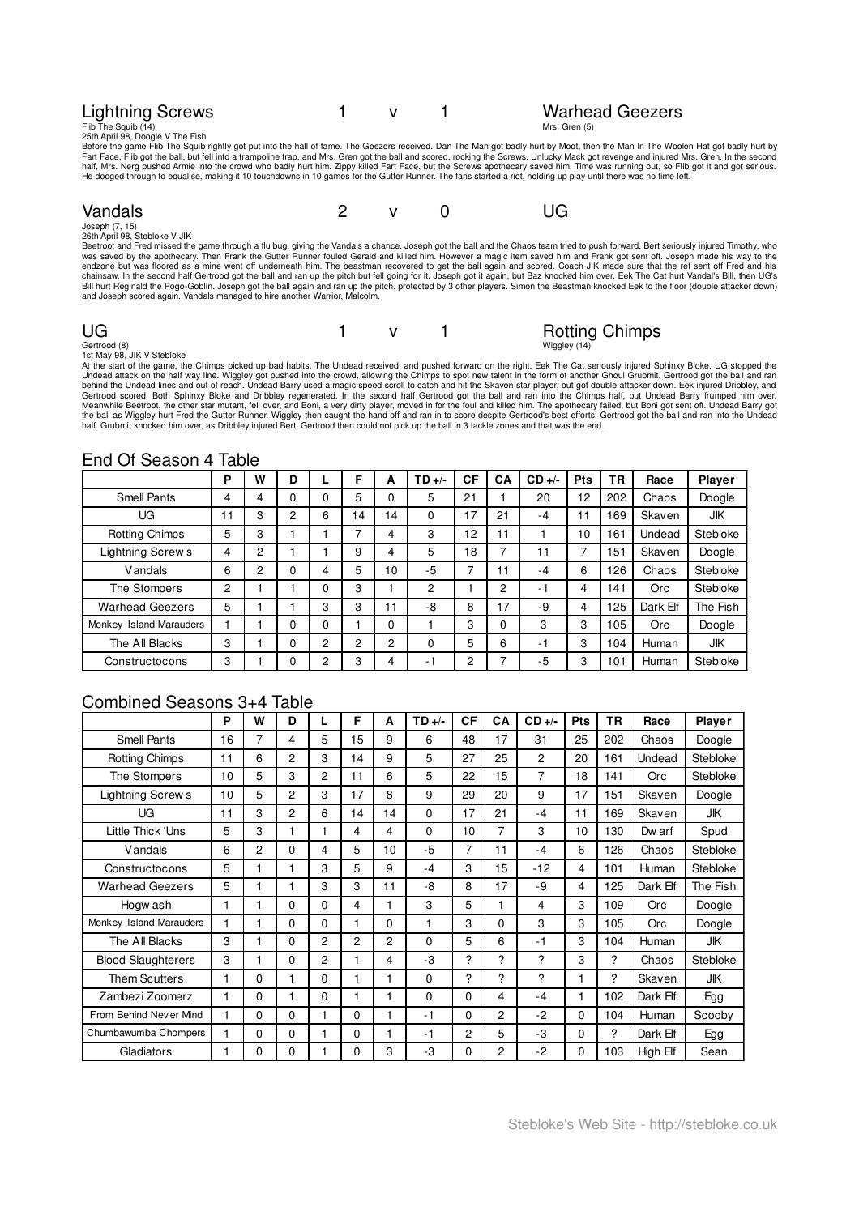## Lightning Screws 1 v 1 Warhead Geezers

Flib The Squib (14) — Mrs. Gren (5)

25th April 98, Doogle V The Fish

Before the game Flib The Squib rightly got put into the hall of fame. The Geezers received. Dan The Man got badly hurt by Moot, then the Man In The Woolen Hat got badly hurt by Fart Face. Flib got the ball, but fell into a trampoline trap, and Mrs. Gren got the ball and scored, rocking the Screws. Unlucky Mack got revenge and injured Mrs. Gren. In the second half, Mrs. Nerg pushed Armie into the crowd who badly hurt him. Zippy killed Fart Face, but the Screws apothecary saved him. Time was running out, so Flib got it and got serious. He dodged through to equalise, making it 10 touchdowns in 10 games for the Gutter Runner. The fans started a riot, holding up play until there was no time left.

## Vandals 2 v 0 UG

Joseph (7, 15)

26th April 98, Stebloke V JIK

Beetroot and Fred missed the game through a flu bug, giving the Vandals a chance. Joseph got the ball and the Chaos team tried to push forward. Bert seriously injured Timothy, who was saved by the apothecary. Then Frank the Gutter Runner fouled Gerald and killed him. However a magic item saved him and Frank got sent off. Joseph made his way to the endzone but was floored as a mine went off underneath him. The beastman recovered to get the ball again and scored. Coach JIK made sure that the ref sent off Fred and his chainsaw. In the second half Gertrood got the ball and ran up the pitch but fell going for it. Joseph got it again, but Baz knocked him over. Eek The Cat hurt Vandal's Bill, then UG's Bill hurt Reginald the Pogo-Goblin. Joseph got the ball again and ran up the pitch, protected by 3 other players. Simon the Beastman knocked Eek to the floor (double attacker down) and Joseph scored again. Vandals managed to hire another Warrior, Malcolm.

## UG 1 v 1 Rotting Chimps

Gertrood (8) — Wiggley (14)

1st May 98, JIK V Stebloke

At the start of the game, the Chimps picked up bad habits. The Undead received, and pushed forward on the right. Eek The Cat seriously injured Sphinxy Bloke. UG stopped the Undead attack on the half way line. Wiggley got pushed into the crowd, allowing the Chimps to spot new talent in the form of another Ghoul Grubmit. Gertrood got the ball and ran behind the Undead lines and out of reach. Undead Barry used a magic speed scroll to catch and hit the Skaven star player, but got double attacker down. Eek injured Dribbley, and Gertrood scored. Both Sphinxy Bloke and Dribbley regenerated. In the second half Gertrood got the ball and ran into the Chimps half, but Undead Barry frumped him over. Meanwhile Beetroot, the other star mutant, fell over, and Boni, a very dirty player, moved in for the foul and killed him. The apothecary failed, but Boni got sent off. Undead Barry got the ball as Wiggley hurt Fred the Gutter Runner. Wiggley then caught the hand off and ran in to score despite Gertrood's best efforts. Gertrood got the ball and ran into the Undead half. Grubmit knocked him over, as Dribbley injured Bert. Gertrood then could not pick up the ball in 3 tackle zones and that was the end.

## End Of Season 4 Table

| | P | W | D | L | F | A | TD +/- | CF | CA | CD +/- | Pts | TR | Race | Player |
|---|---|---|---|---|---|---|---|---|---|---|---|---|---|---|
| Smell Pants | 4 | 4 | 0 | 0 | 5 | 0 | 5 | 21 | 1 | 20 | 12 | 202 | Chaos | Doogle |
| UG | 11 | 3 | 2 | 6 | 14 | 14 | 0 | 17 | 21 | -4 | 11 | 169 | Skaven | JIK |
| Rotting Chimps | 5 | 3 | 1 | 1 | 7 | 4 | 3 | 12 | 11 | 1 | 10 | 161 | Undead | Stebloke |
| Lightning Screws | 4 | 2 | 1 | 1 | 9 | 4 | 5 | 18 | 7 | 11 | 7 | 151 | Skaven | Doogle |
| Vandals | 6 | 2 | 0 | 4 | 5 | 10 | -5 | 7 | 11 | -4 | 6 | 126 | Chaos | Stebloke |
| The Stompers | 2 | 1 | 1 | 0 | 3 | 1 | 2 | 1 | 2 | -1 | 4 | 141 | Orc | Stebloke |
| Warhead Geezers | 5 | 1 | 1 | 3 | 3 | 11 | -8 | 8 | 17 | -9 | 4 | 125 | Dark Elf | The Fish |
| Monkey Island Marauders | 1 | 1 | 0 | 0 | 1 | 0 | 1 | 3 | 0 | 3 | 3 | 105 | Orc | Doogle |
| The All Blacks | 3 | 1 | 0 | 2 | 2 | 2 | 0 | 5 | 6 | -1 | 3 | 104 | Human | JIK |
| Constructocons | 3 | 1 | 0 | 2 | 3 | 4 | -1 | 2 | 7 | -5 | 3 | 101 | Human | Stebloke |

## Combined Seasons 3+4 Table

| | P | W | D | L | F | A | TD +/- | CF | CA | CD +/- | Pts | TR | Race | Player |
|---|---|---|---|---|---|---|---|---|---|---|---|---|---|---|
| Smell Pants | 16 | 7 | 4 | 5 | 15 | 9 | 6 | 48 | 17 | 31 | 25 | 202 | Chaos | Doogle |
| Rotting Chimps | 11 | 6 | 2 | 3 | 14 | 9 | 5 | 27 | 25 | 2 | 20 | 161 | Undead | Stebloke |
| The Stompers | 10 | 5 | 3 | 2 | 11 | 6 | 5 | 22 | 15 | 7 | 18 | 141 | Orc | Stebloke |
| Lightning Screws | 10 | 5 | 2 | 3 | 17 | 8 | 9 | 29 | 20 | 9 | 17 | 151 | Skaven | Doogle |
| UG | 11 | 3 | 2 | 6 | 14 | 14 | 0 | 17 | 21 | -4 | 11 | 169 | Skaven | JIK |
| Little Thick 'Uns | 5 | 3 | 1 | 1 | 4 | 4 | 0 | 10 | 7 | 3 | 10 | 130 | Dwarf | Spud |
| Vandals | 6 | 2 | 0 | 4 | 5 | 10 | -5 | 7 | 11 | -4 | 6 | 126 | Chaos | Stebloke |
| Constructocons | 5 | 1 | 1 | 3 | 5 | 9 | -4 | 3 | 15 | -12 | 4 | 101 | Human | Stebloke |
| Warhead Geezers | 5 | 1 | 1 | 3 | 3 | 11 | -8 | 8 | 17 | -9 | 4 | 125 | Dark Elf | The Fish |
| Hogwash | 1 | 1 | 0 | 0 | 4 | 1 | 3 | 5 | 1 | 4 | 3 | 109 | Orc | Doogle |
| Monkey Island Marauders | 1 | 1 | 0 | 0 | 1 | 0 | 1 | 3 | 0 | 3 | 3 | 105 | Orc | Doogle |
| The All Blacks | 3 | 1 | 0 | 2 | 2 | 2 | 0 | 5 | 6 | -1 | 3 | 104 | Human | JIK |
| Blood Slaughterers | 3 | 1 | 0 | 2 | 1 | 4 | -3 | ? | ? | ? | 3 | ? | Chaos | Stebloke |
| Them Scutters | 1 | 0 | 1 | 0 | 1 | 1 | 0 | ? | ? | ? | 1 | ? | Skaven | JIK |
| Zambezi Zoomerz | 1 | 0 | 1 | 0 | 1 | 1 | 0 | 0 | 4 | -4 | 1 | 102 | Dark Elf | Egg |
| From Behind Never Mind | 1 | 0 | 0 | 1 | 0 | 1 | -1 | 0 | 2 | -2 | 0 | 104 | Human | Scooby |
| Chumbawumba Chompers | 1 | 0 | 0 | 1 | 0 | 1 | -1 | 2 | 5 | -3 | 0 | ? | Dark Elf | Egg |
| Gladiators | 1 | 0 | 0 | 1 | 0 | 3 | -3 | 0 | 2 | -2 | 0 | 103 | High Elf | Sean |